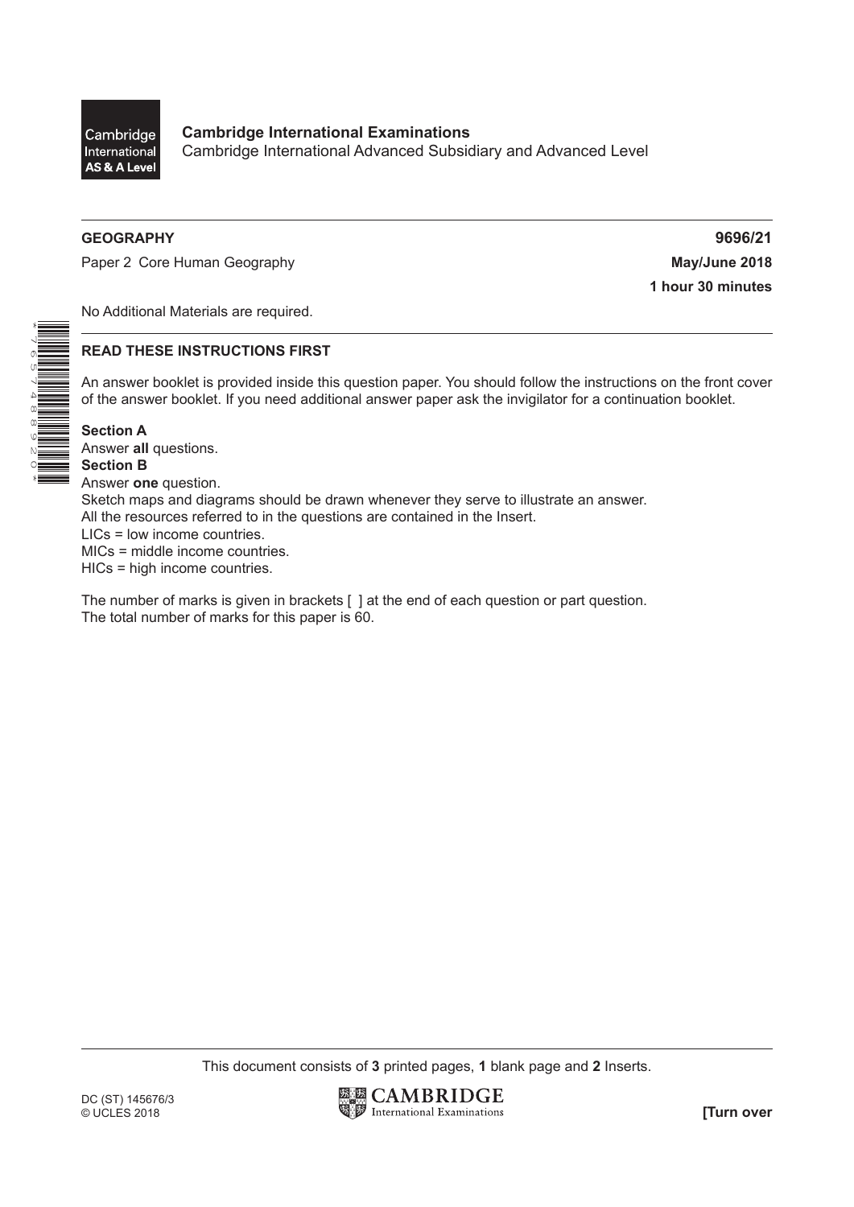**Cambridge International Examinations**
Cambridge International Advanced Subsidiary and Advanced Level

**GEOGRAPHY** **9696/21**

Paper 2 Core Human Geography **May/June 2018**

**1 hour 30 minutes**

No Additional Materials are required.

**READ THESE INSTRUCTIONS FIRST**

An answer booklet is provided inside this question paper. You should follow the instructions on the front cover of the answer booklet. If you need additional answer paper ask the invigilator for a continuation booklet.

**Section A**
Answer **all** questions.
**Section B**
Answer **one** question.
Sketch maps and diagrams should be drawn whenever they serve to illustrate an answer.
All the resources referred to in the questions are contained in the Insert.
LICs = low income countries.
MICs = middle income countries.
HICs = high income countries.

The number of marks is given in brackets [ ] at the end of each question or part question.
The total number of marks for this paper is 60.

This document consists of **3** printed pages, **1** blank page and **2** Inserts.

DC (ST) 145676/3
© UCLES 2018

**[Turn over**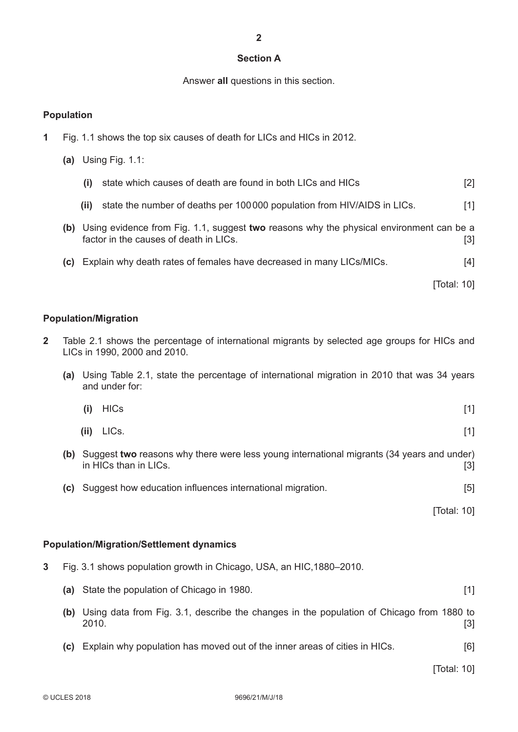## Section A

Answer **all** questions in this section.

### Population

**1** Fig. 1.1 shows the top six causes of death for LICs and HICs in 2012.

**(a)** Using Fig. 1.1:

**(i)** state which causes of death are found in both LICs and HICs [2]

**(ii)** state the number of deaths per 100 000 population from HIV/AIDS in LICs. [1]

**(b)** Using evidence from Fig. 1.1, suggest **two** reasons why the physical environment can be a factor in the causes of death in LICs. [3]

**(c)** Explain why death rates of females have decreased in many LICs/MICs. [4]

[Total: 10]

### Population/Migration

**2** Table 2.1 shows the percentage of international migrants by selected age groups for HICs and LICs in 1990, 2000 and 2010.

**(a)** Using Table 2.1, state the percentage of international migration in 2010 that was 34 years and under for:

**(i)** HICs [1]

**(ii)** LICs. [1]

**(b)** Suggest **two** reasons why there were less young international migrants (34 years and under) in HICs than in LICs. [3]

**(c)** Suggest how education influences international migration. [5]

[Total: 10]

### Population/Migration/Settlement dynamics

**3** Fig. 3.1 shows population growth in Chicago, USA, an HIC,1880–2010.

**(a)** State the population of Chicago in 1980. [1]

**(b)** Using data from Fig. 3.1, describe the changes in the population of Chicago from 1880 to 2010. [3]

**(c)** Explain why population has moved out of the inner areas of cities in HICs. [6]

[Total: 10]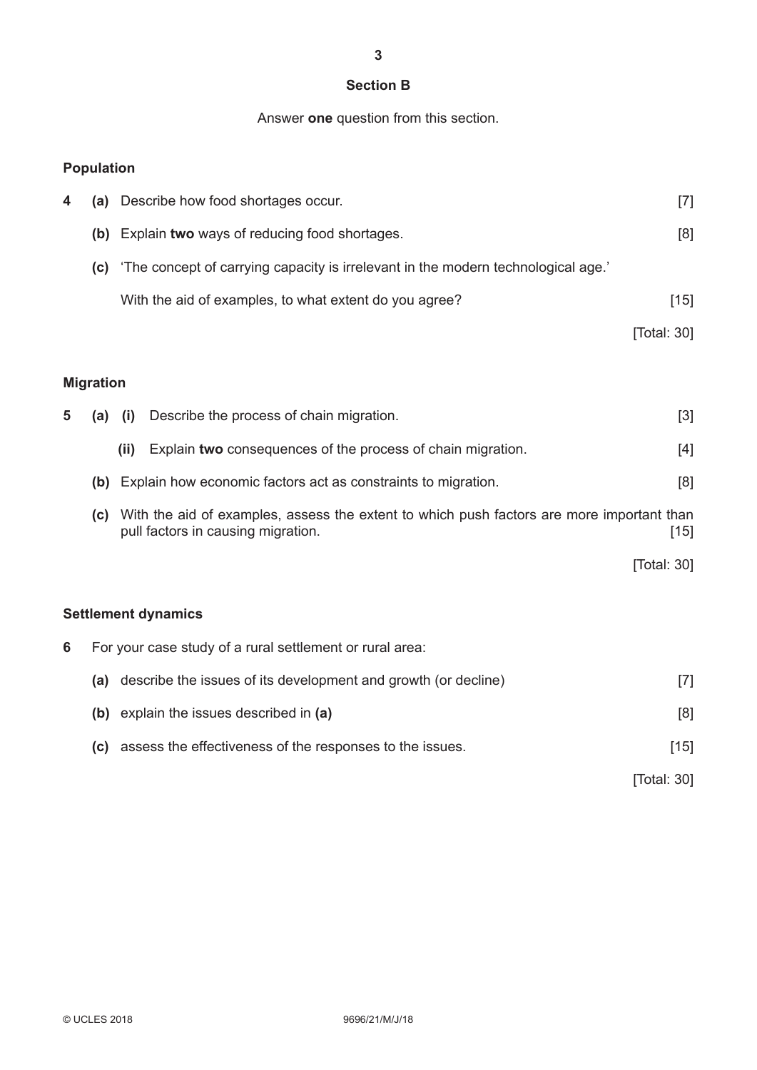## Section B

Answer **one** question from this section.

### Population

**4** **(a)** Describe how food shortages occur. [7]

**(b)** Explain **two** ways of reducing food shortages. [8]

**(c)** 'The concept of carrying capacity is irrelevant in the modern technological age.'

With the aid of examples, to what extent do you agree? [15]

[Total: 30]

### Migration

**5** **(a)** **(i)** Describe the process of chain migration. [3]

**(ii)** Explain **two** consequences of the process of chain migration. [4]

**(b)** Explain how economic factors act as constraints to migration. [8]

**(c)** With the aid of examples, assess the extent to which push factors are more important than pull factors in causing migration. [15]

[Total: 30]

### Settlement dynamics

**6** For your case study of a rural settlement or rural area:

**(a)** describe the issues of its development and growth (or decline) [7]

**(b)** explain the issues described in **(a)** [8]

**(c)** assess the effectiveness of the responses to the issues. [15]

[Total: 30]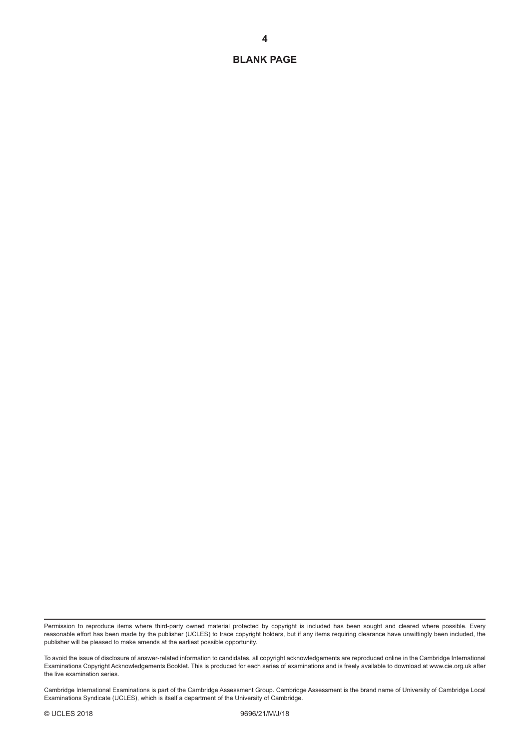**BLANK PAGE**

Permission to reproduce items where third-party owned material protected by copyright is included has been sought and cleared where possible. Every reasonable effort has been made by the publisher (UCLES) to trace copyright holders, but if any items requiring clearance have unwittingly been included, the publisher will be pleased to make amends at the earliest possible opportunity.

To avoid the issue of disclosure of answer-related information to candidates, all copyright acknowledgements are reproduced online in the Cambridge International Examinations Copyright Acknowledgements Booklet. This is produced for each series of examinations and is freely available to download at www.cie.org.uk after the live examination series.

Cambridge International Examinations is part of the Cambridge Assessment Group. Cambridge Assessment is the brand name of University of Cambridge Local Examinations Syndicate (UCLES), which is itself a department of the University of Cambridge.